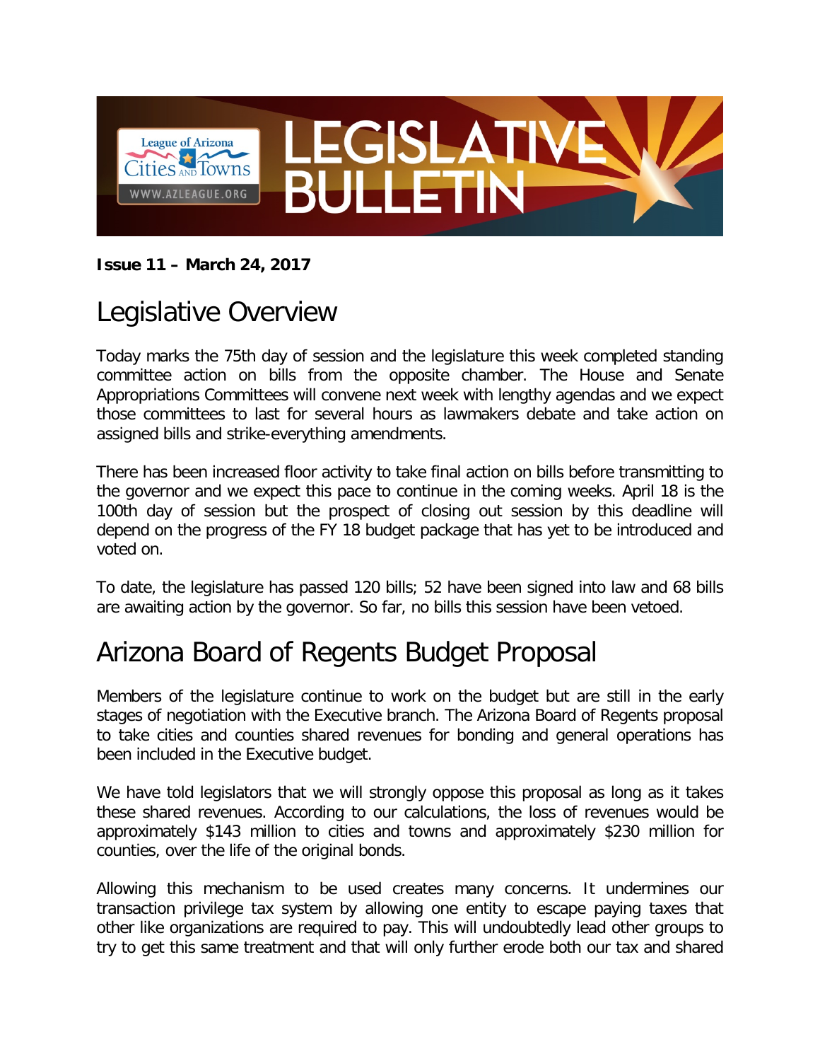**Issue 11 – March 24, 2017**

# Legislative Overview

Today marks the 75th day of session and the legislature this week completed standing committee action on bills from the opposite chamber. The House and Senate Appropriations Committees will convene next week with lengthy agendas and we expect those committees to last for several hours as lawmakers debate and take action on assigned bills and strike-everything amendments.

There has been increased floor activity to take final action on bills before transmitting to the governor and we expect this pace to continue in the coming weeks. April 18 is the 100th day of session but the prospect of closing out session by this deadline will depend on the progress of the FY 18 budget package that has yet to be introduced and voted on.

To date, the legislature has passed 120 bills; 52 have been signed into law and 68 bills are awaiting action by the governor. So far, no bills this session have been vetoed.

# Arizona Board of Regents Budget Proposal

Members of the legislature continue to work on the budget but are still in the early stages of negotiation with the Executive branch. The Arizona Board of Regents proposal to take cities and counties shared revenues for bonding and general operations has been included in the Executive budget.

We have told legislators that we will strongly oppose this proposal as long as it takes these shared revenues. According to our calculations, the loss of revenues would be approximately $143 million to cities and towns and approximately $230 million for counties, over the life of the original bonds.

Allowing this mechanism to be used creates many concerns. It undermines our transaction privilege tax system by allowing one entity to escape paying taxes that other like organizations are required to pay. This will undoubtedly lead other groups to try to get this same treatment and that will only further erode both our tax and shared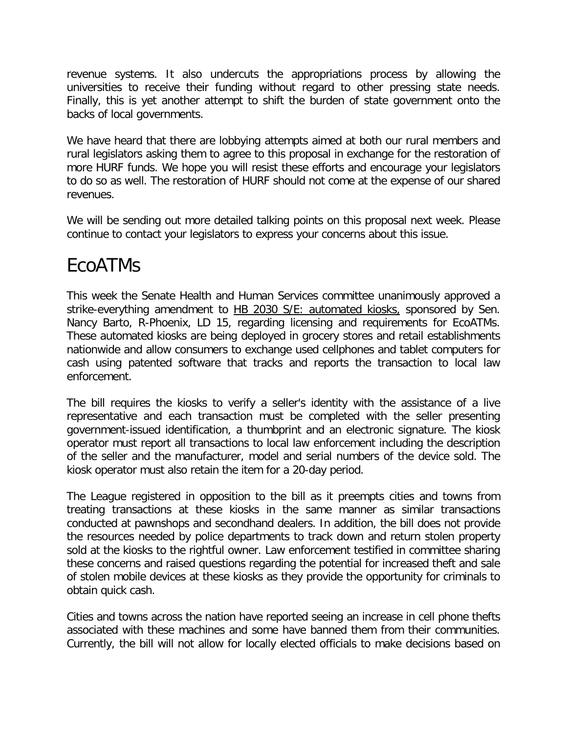revenue systems. It also undercuts the appropriations process by allowing the universities to receive their funding without regard to other pressing state needs. Finally, this is yet another attempt to shift the burden of state government onto the backs of local governments.

We have heard that there are lobbying attempts aimed at both our rural members and rural legislators asking them to agree to this proposal in exchange for the restoration of more HURF funds. We hope you will resist these efforts and encourage your legislators to do so as well. The restoration of HURF should not come at the expense of our shared revenues.

We will be sending out more detailed talking points on this proposal next week. Please continue to contact your legislators to express your concerns about this issue.

# EcoATMs

This week the Senate Health and Human Services committee unanimously approved a strike-everything amendment to HB 2030 S/E: automated kiosks, sponsored by Sen. Nancy Barto, R-Phoenix, LD 15, regarding licensing and requirements for EcoATMs. These automated kiosks are being deployed in grocery stores and retail establishments nationwide and allow consumers to exchange used cellphones and tablet computers for cash using patented software that tracks and reports the transaction to local law enforcement.

The bill requires the kiosks to verify a seller's identity with the assistance of a live representative and each transaction must be completed with the seller presenting government-issued identification, a thumbprint and an electronic signature. The kiosk operator must report all transactions to local law enforcement including the description of the seller and the manufacturer, model and serial numbers of the device sold. The kiosk operator must also retain the item for a 20-day period.

The League registered in opposition to the bill as it preempts cities and towns from treating transactions at these kiosks in the same manner as similar transactions conducted at pawnshops and secondhand dealers. In addition, the bill does not provide the resources needed by police departments to track down and return stolen property sold at the kiosks to the rightful owner. Law enforcement testified in committee sharing these concerns and raised questions regarding the potential for increased theft and sale of stolen mobile devices at these kiosks as they provide the opportunity for criminals to obtain quick cash.

Cities and towns across the nation have reported seeing an increase in cell phone thefts associated with these machines and some have banned them from their communities. Currently, the bill will not allow for locally elected officials to make decisions based on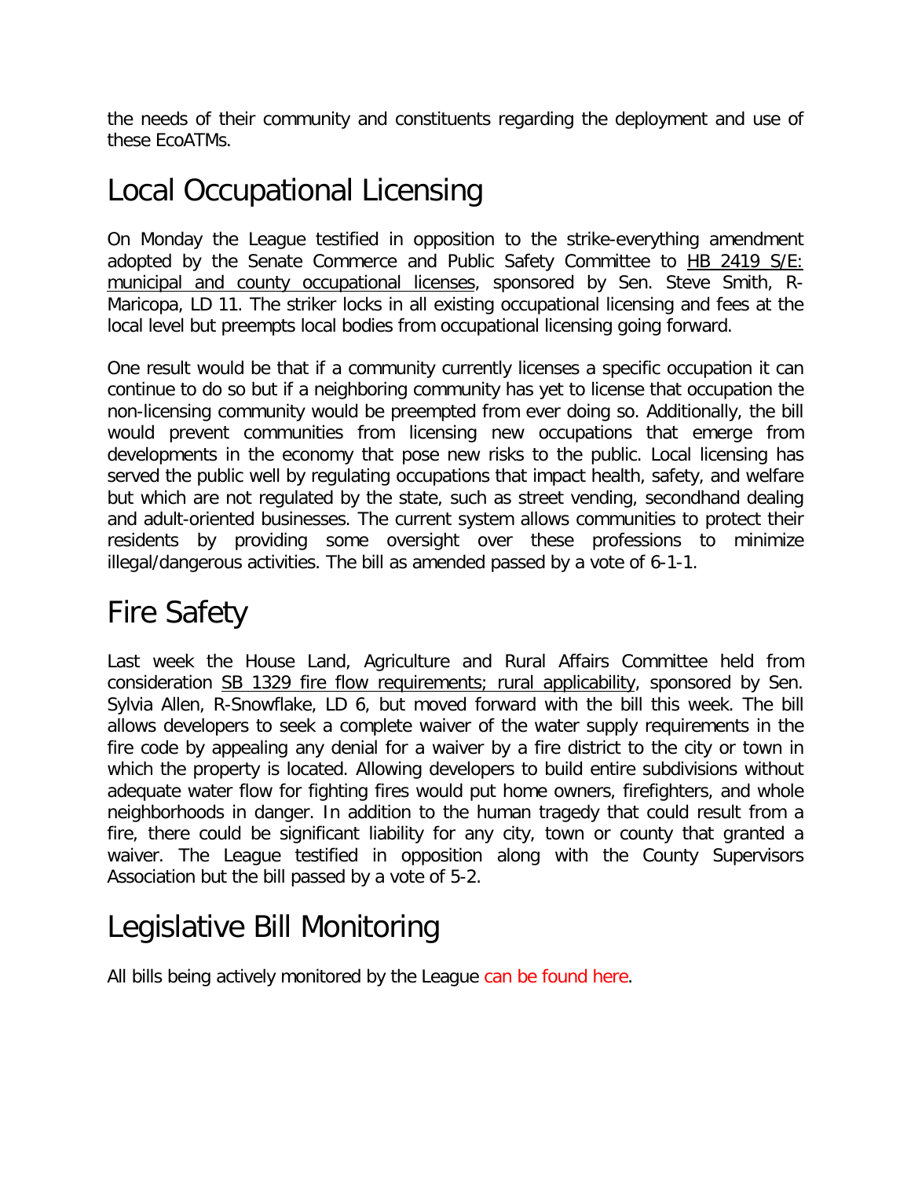the needs of their community and constituents regarding the deployment and use of these EcoATMs.

## Local Occupational Licensing

On Monday the League testified in opposition to the strike-everything amendment adopted by the Senate Commerce and Public Safety Committee to HB 2419 S/E: municipal and county occupational licenses, sponsored by Sen. Steve Smith, R-Maricopa, LD 11. The striker locks in all existing occupational licensing and fees at the local level but preempts local bodies from occupational licensing going forward.

One result would be that if a community currently licenses a specific occupation it can continue to do so but if a neighboring community has yet to license that occupation the non-licensing community would be preempted from ever doing so. Additionally, the bill would prevent communities from licensing new occupations that emerge from developments in the economy that pose new risks to the public. Local licensing has served the public well by regulating occupations that impact health, safety, and welfare but which are not regulated by the state, such as street vending, secondhand dealing and adult-oriented businesses. The current system allows communities to protect their residents by providing some oversight over these professions to minimize illegal/dangerous activities. The bill as amended passed by a vote of 6-1-1.

## Fire Safety

Last week the House Land, Agriculture and Rural Affairs Committee held from consideration SB 1329 fire flow requirements; rural applicability, sponsored by Sen. Sylvia Allen, R-Snowflake, LD 6, but moved forward with the bill this week. The bill allows developers to seek a complete waiver of the water supply requirements in the fire code by appealing any denial for a waiver by a fire district to the city or town in which the property is located. Allowing developers to build entire subdivisions without adequate water flow for fighting fires would put home owners, firefighters, and whole neighborhoods in danger. In addition to the human tragedy that could result from a fire, there could be significant liability for any city, town or county that granted a waiver. The League testified in opposition along with the County Supervisors Association but the bill passed by a vote of 5-2.

## Legislative Bill Monitoring

All bills being actively monitored by the League can be found here.